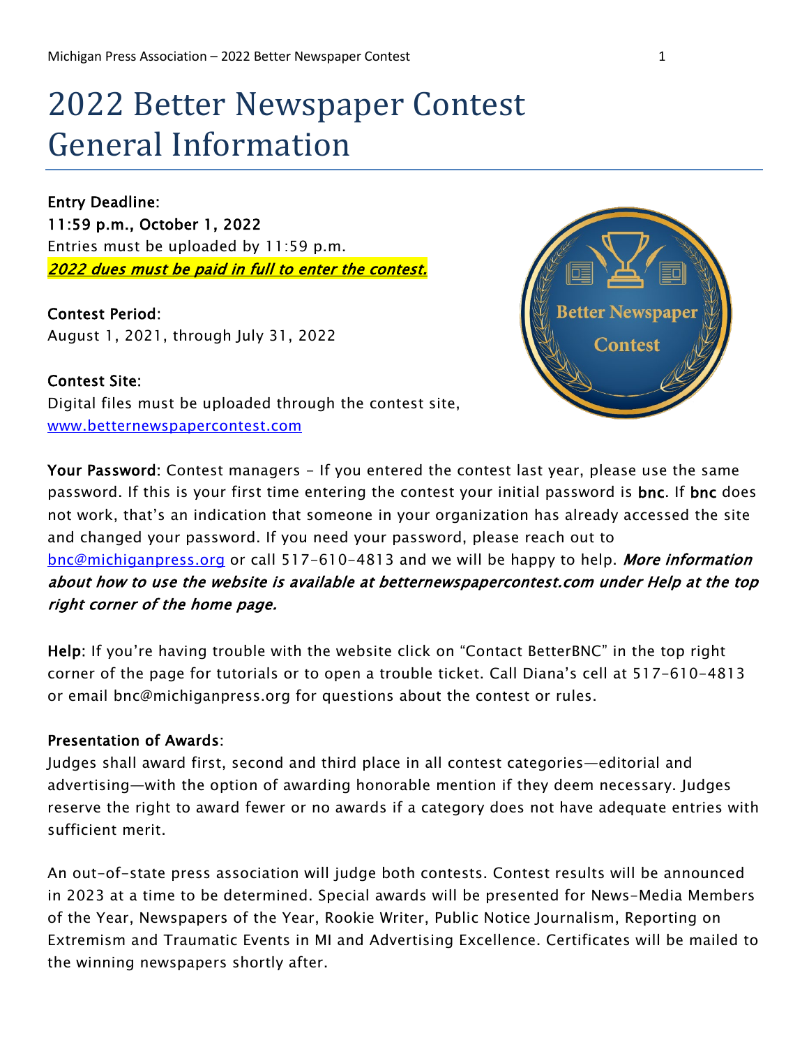# 2022 Better Newspaper Contest General Information

**Entry Deadline:**
**11:59 p.m., October 1, 2022**
Entries must be uploaded by 11:59 p.m.
***2022 dues must be paid in full to enter the contest.***

**Contest Period:**
August 1, 2021, through July 31, 2022

**Contest Site:**
Digital files must be uploaded through the contest site, www.betternewspapercontest.com

**Your Password:** Contest managers – If you entered the contest last year, please use the same password. If this is your first time entering the contest your initial password is **bnc**. If **bnc** does not work, that's an indication that someone in your organization has already accessed the site and changed your password. If you need your password, please reach out to bnc@michiganpress.org or call 517-610-4813 and we will be happy to help. ***More information about how to use the website is available at betternewspapercontest.com under Help at the top right corner of the home page.***

**Help:** If you're having trouble with the website click on "Contact BetterBNC" in the top right corner of the page for tutorials or to open a trouble ticket. Call Diana's cell at 517-610-4813 or email bnc@michiganpress.org for questions about the contest or rules.

**Presentation of Awards:**
Judges shall award first, second and third place in all contest categories—editorial and advertising—with the option of awarding honorable mention if they deem necessary. Judges reserve the right to award fewer or no awards if a category does not have adequate entries with sufficient merit.

An out-of-state press association will judge both contests. Contest results will be announced in 2023 at a time to be determined. Special awards will be presented for News-Media Members of the Year, Newspapers of the Year, Rookie Writer, Public Notice Journalism, Reporting on Extremism and Traumatic Events in MI and Advertising Excellence. Certificates will be mailed to the winning newspapers shortly after.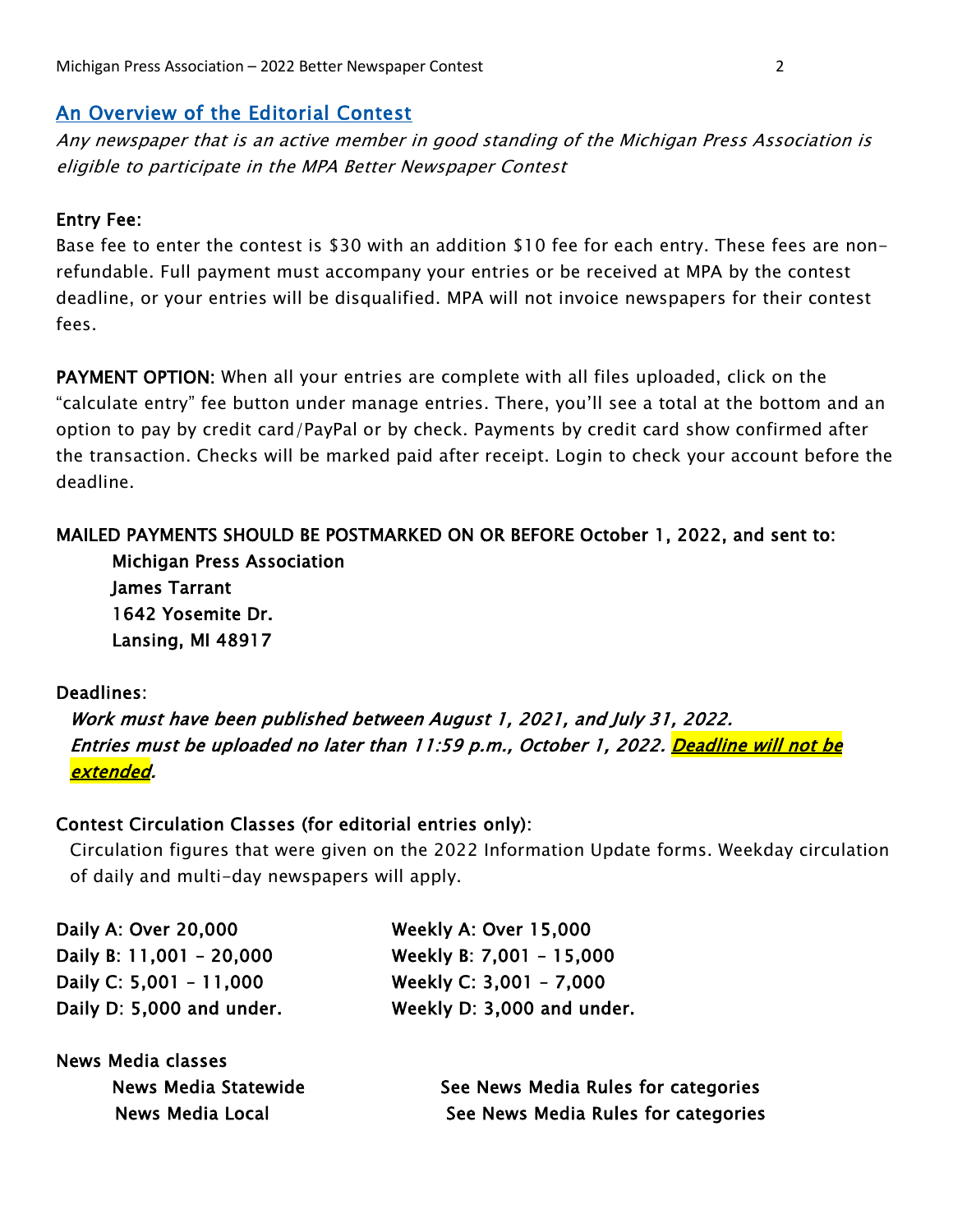## An Overview of the Editorial Contest

*Any newspaper that is an active member in good standing of the Michigan Press Association is eligible to participate in the MPA Better Newspaper Contest*

**Entry Fee:**

Base fee to enter the contest is $30 with an addition $10 fee for each entry. These fees are non-refundable. Full payment must accompany your entries or be received at MPA by the contest deadline, or your entries will be disqualified. MPA will not invoice newspapers for their contest fees.

**PAYMENT OPTION:** When all your entries are complete with all files uploaded, click on the "calculate entry" fee button under manage entries. There, you'll see a total at the bottom and an option to pay by credit card/PayPal or by check. Payments by credit card show confirmed after the transaction. Checks will be marked paid after receipt. Login to check your account before the deadline.

**MAILED PAYMENTS SHOULD BE POSTMARKED ON OR BEFORE October 1, 2022, and sent to:**

**Michigan Press Association**
**James Tarrant**
**1642 Yosemite Dr.**
**Lansing, MI 48917**

**Deadlines:**

***Work must have been published between August 1, 2021, and July 31, 2022.***
***Entries must be uploaded no later than 11:59 p.m., October 1, 2022. Deadline will not be extended.***

**Contest Circulation Classes (for editorial entries only):**

Circulation figures that were given on the 2022 Information Update forms. Weekday circulation of daily and multi-day newspapers will apply.

| Daily | Weekly |
|---|---|
| **Daily A: Over 20,000** | **Weekly A: Over 15,000** |
| **Daily B: 11,001 - 20,000** | **Weekly B: 7,001 - 15,000** |
| **Daily C: 5,001 - 11,000** | **Weekly C: 3,001 - 7,000** |
| **Daily D: 5,000 and under.** | **Weekly D: 3,000 and under.** |

**News Media classes**

| Class | Categories |
|---|---|
| **News Media Statewide** | **See News Media Rules for categories** |
| **News Media Local** | **See News Media Rules for categories** |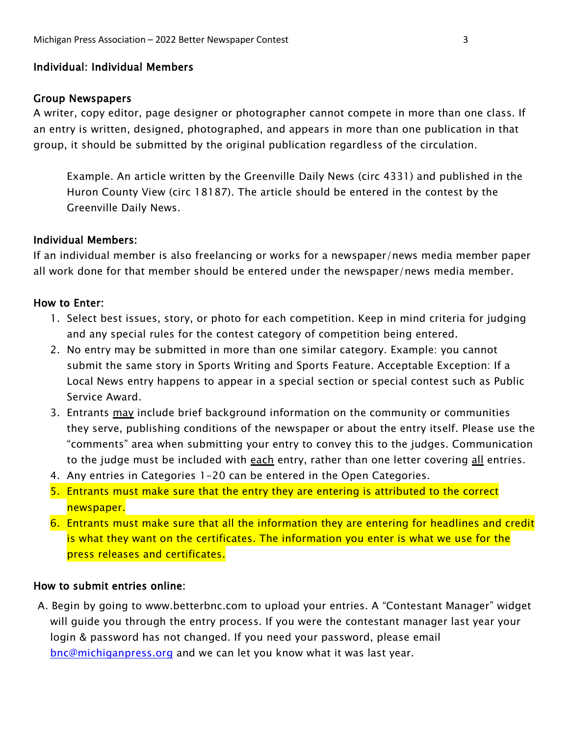## Individual: Individual Members

### Group Newspapers

A writer, copy editor, page designer or photographer cannot compete in more than one class. If an entry is written, designed, photographed, and appears in more than one publication in that group, it should be submitted by the original publication regardless of the circulation.

> Example. An article written by the Greenville Daily News (circ 4331) and published in the Huron County View (circ 18187). The article should be entered in the contest by the Greenville Daily News.

### Individual Members:

If an individual member is also freelancing or works for a newspaper/news media member paper all work done for that member should be entered under the newspaper/news media member.

### How to Enter:

1. Select best issues, story, or photo for each competition. Keep in mind criteria for judging and any special rules for the contest category of competition being entered.
2. No entry may be submitted in more than one similar category. Example: you cannot submit the same story in Sports Writing and Sports Feature. Acceptable Exception: If a Local News entry happens to appear in a special section or special contest such as Public Service Award.
3. Entrants <u>may</u> include brief background information on the community or communities they serve, publishing conditions of the newspaper or about the entry itself. Please use the "comments" area when submitting your entry to convey this to the judges. Communication to the judge must be included with <u>each</u> entry, rather than one letter covering <u>all</u> entries.
4. Any entries in Categories 1-20 can be entered in the Open Categories.
5. Entrants must make sure that the entry they are entering is attributed to the correct newspaper.
6. Entrants must make sure that all the information they are entering for headlines and credit is what they want on the certificates. The information you enter is what we use for the press releases and certificates.

### How to submit entries online:

A. Begin by going to www.betterbnc.com to upload your entries. A "Contestant Manager" widget will guide you through the entry process. If you were the contestant manager last year your login & password has not changed. If you need your password, please email bnc@michiganpress.org and we can let you know what it was last year.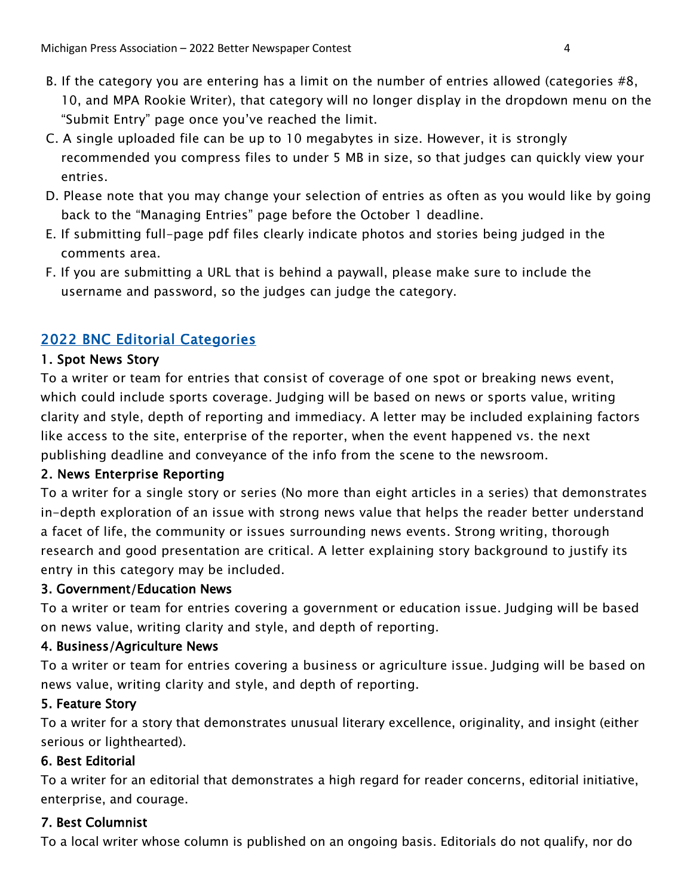B. If the category you are entering has a limit on the number of entries allowed (categories #8, 10, and MPA Rookie Writer), that category will no longer display in the dropdown menu on the "Submit Entry" page once you've reached the limit.

C. A single uploaded file can be up to 10 megabytes in size. However, it is strongly recommended you compress files to under 5 MB in size, so that judges can quickly view your entries.

D. Please note that you may change your selection of entries as often as you would like by going back to the "Managing Entries" page before the October 1 deadline.

E. If submitting full-page pdf files clearly indicate photos and stories being judged in the comments area.

F. If you are submitting a URL that is behind a paywall, please make sure to include the username and password, so the judges can judge the category.

## 2022 BNC Editorial Categories

### 1. Spot News Story

To a writer or team for entries that consist of coverage of one spot or breaking news event, which could include sports coverage. Judging will be based on news or sports value, writing clarity and style, depth of reporting and immediacy. A letter may be included explaining factors like access to the site, enterprise of the reporter, when the event happened vs. the next publishing deadline and conveyance of the info from the scene to the newsroom.

### 2. News Enterprise Reporting

To a writer for a single story or series (No more than eight articles in a series) that demonstrates in-depth exploration of an issue with strong news value that helps the reader better understand a facet of life, the community or issues surrounding news events. Strong writing, thorough research and good presentation are critical. A letter explaining story background to justify its entry in this category may be included.

### 3. Government/Education News

To a writer or team for entries covering a government or education issue. Judging will be based on news value, writing clarity and style, and depth of reporting.

### 4. Business/Agriculture News

To a writer or team for entries covering a business or agriculture issue. Judging will be based on news value, writing clarity and style, and depth of reporting.

### 5. Feature Story

To a writer for a story that demonstrates unusual literary excellence, originality, and insight (either serious or lighthearted).

### 6. Best Editorial

To a writer for an editorial that demonstrates a high regard for reader concerns, editorial initiative, enterprise, and courage.

### 7. Best Columnist

To a local writer whose column is published on an ongoing basis. Editorials do not qualify, nor do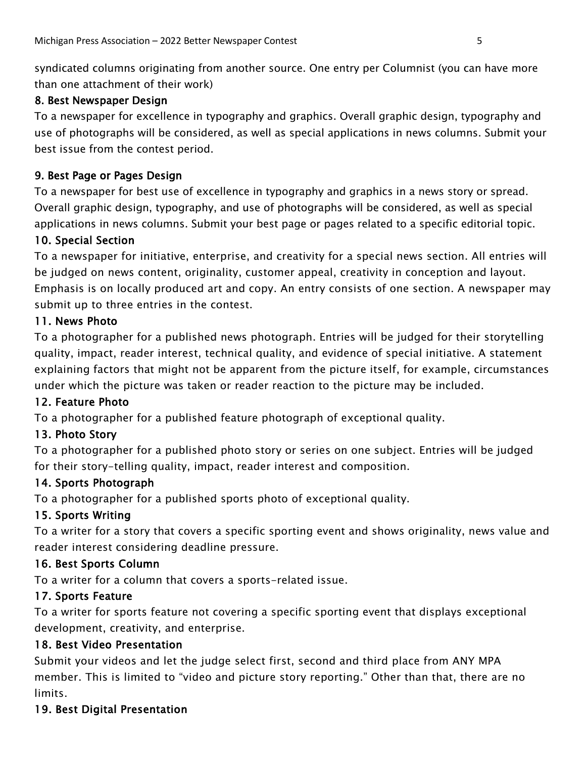syndicated columns originating from another source. One entry per Columnist (you can have more than one attachment of their work)

### 8. Best Newspaper Design

To a newspaper for excellence in typography and graphics. Overall graphic design, typography and use of photographs will be considered, as well as special applications in news columns. Submit your best issue from the contest period.

### 9. Best Page or Pages Design

To a newspaper for best use of excellence in typography and graphics in a news story or spread. Overall graphic design, typography, and use of photographs will be considered, as well as special applications in news columns. Submit your best page or pages related to a specific editorial topic.

### 10. Special Section

To a newspaper for initiative, enterprise, and creativity for a special news section. All entries will be judged on news content, originality, customer appeal, creativity in conception and layout. Emphasis is on locally produced art and copy. An entry consists of one section. A newspaper may submit up to three entries in the contest.

### 11. News Photo

To a photographer for a published news photograph. Entries will be judged for their storytelling quality, impact, reader interest, technical quality, and evidence of special initiative. A statement explaining factors that might not be apparent from the picture itself, for example, circumstances under which the picture was taken or reader reaction to the picture may be included.

### 12. Feature Photo

To a photographer for a published feature photograph of exceptional quality.

### 13. Photo Story

To a photographer for a published photo story or series on one subject. Entries will be judged for their story-telling quality, impact, reader interest and composition.

### 14. Sports Photograph

To a photographer for a published sports photo of exceptional quality.

### 15. Sports Writing

To a writer for a story that covers a specific sporting event and shows originality, news value and reader interest considering deadline pressure.

### 16. Best Sports Column

To a writer for a column that covers a sports-related issue.

### 17. Sports Feature

To a writer for sports feature not covering a specific sporting event that displays exceptional development, creativity, and enterprise.

### 18. Best Video Presentation

Submit your videos and let the judge select first, second and third place from ANY MPA member. This is limited to "video and picture story reporting." Other than that, there are no limits.

### 19. Best Digital Presentation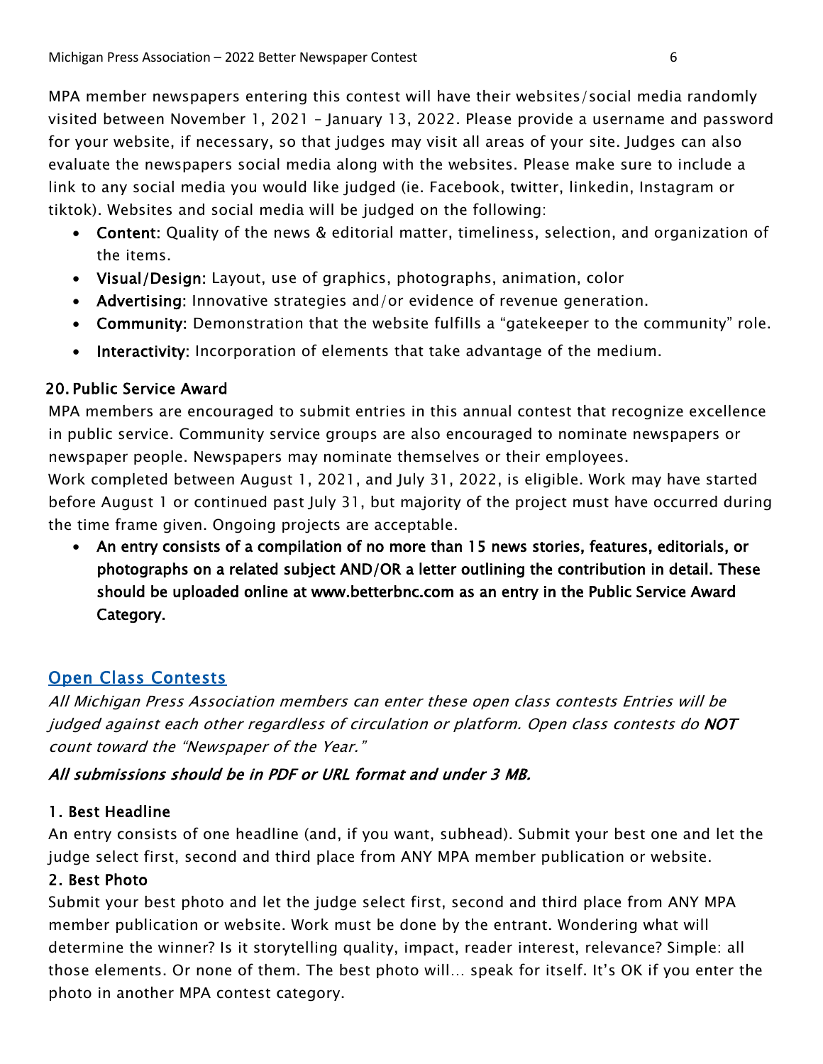MPA member newspapers entering this contest will have their websites/social media randomly visited between November 1, 2021 – January 13, 2022. Please provide a username and password for your website, if necessary, so that judges may visit all areas of your site. Judges can also evaluate the newspapers social media along with the websites. Please make sure to include a link to any social media you would like judged (ie. Facebook, twitter, linkedin, Instagram or tiktok). Websites and social media will be judged on the following:

- **Content:** Quality of the news & editorial matter, timeliness, selection, and organization of the items.
- **Visual/Design:** Layout, use of graphics, photographs, animation, color
- **Advertising:** Innovative strategies and/or evidence of revenue generation.
- **Community:** Demonstration that the website fulfills a "gatekeeper to the community" role.
- **Interactivity:** Incorporation of elements that take advantage of the medium.

### 20. Public Service Award

MPA members are encouraged to submit entries in this annual contest that recognize excellence in public service. Community service groups are also encouraged to nominate newspapers or newspaper people. Newspapers may nominate themselves or their employees.
Work completed between August 1, 2021, and July 31, 2022, is eligible. Work may have started before August 1 or continued past July 31, but majority of the project must have occurred during the time frame given. Ongoing projects are acceptable.

- **An entry consists of a compilation of no more than 15 news stories, features, editorials, or photographs on a related subject AND/OR a letter outlining the contribution in detail. These should be uploaded online at www.betterbnc.com as an entry in the Public Service Award Category.**

## Open Class Contests

*All Michigan Press Association members can enter these open class contests Entries will be judged against each other regardless of circulation or platform. Open class contests do **NOT** count toward the "Newspaper of the Year."*

***All submissions should be in PDF or URL format and under 3 MB.***

### 1. Best Headline

An entry consists of one headline (and, if you want, subhead). Submit your best one and let the judge select first, second and third place from ANY MPA member publication or website.

### 2. Best Photo

Submit your best photo and let the judge select first, second and third place from ANY MPA member publication or website. Work must be done by the entrant. Wondering what will determine the winner? Is it storytelling quality, impact, reader interest, relevance? Simple: all those elements. Or none of them. The best photo will… speak for itself. It's OK if you enter the photo in another MPA contest category.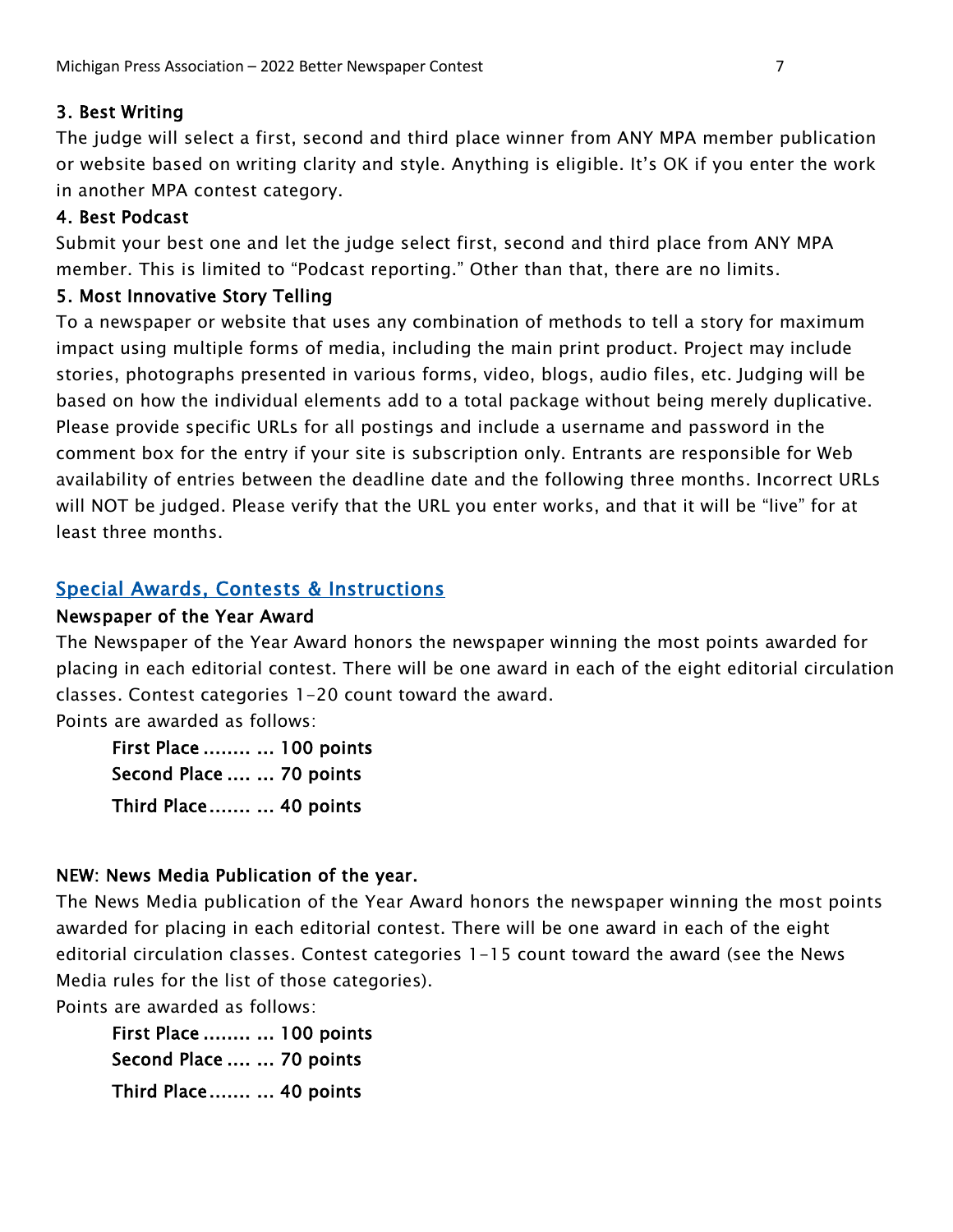### 3. Best Writing

The judge will select a first, second and third place winner from ANY MPA member publication or website based on writing clarity and style. Anything is eligible. It's OK if you enter the work in another MPA contest category.

### 4. Best Podcast

Submit your best one and let the judge select first, second and third place from ANY MPA member. This is limited to "Podcast reporting." Other than that, there are no limits.

### 5. Most Innovative Story Telling

To a newspaper or website that uses any combination of methods to tell a story for maximum impact using multiple forms of media, including the main print product. Project may include stories, photographs presented in various forms, video, blogs, audio files, etc. Judging will be based on how the individual elements add to a total package without being merely duplicative. Please provide specific URLs for all postings and include a username and password in the comment box for the entry if your site is subscription only. Entrants are responsible for Web availability of entries between the deadline date and the following three months. Incorrect URLs will NOT be judged. Please verify that the URL you enter works, and that it will be "live" for at least three months.

## Special Awards, Contests & Instructions

### Newspaper of the Year Award

The Newspaper of the Year Award honors the newspaper winning the most points awarded for placing in each editorial contest. There will be one award in each of the eight editorial circulation classes. Contest categories 1-20 count toward the award.

Points are awarded as follows:

**First Place ........ ... 100 points**
**Second Place .... ... 70 points**
**Third Place....... ... 40 points**

### NEW: News Media Publication of the year.

The News Media publication of the Year Award honors the newspaper winning the most points awarded for placing in each editorial contest. There will be one award in each of the eight editorial circulation classes. Contest categories 1-15 count toward the award (see the News Media rules for the list of those categories).

Points are awarded as follows:

**First Place ........ ... 100 points**
**Second Place .... ... 70 points**
**Third Place....... ... 40 points**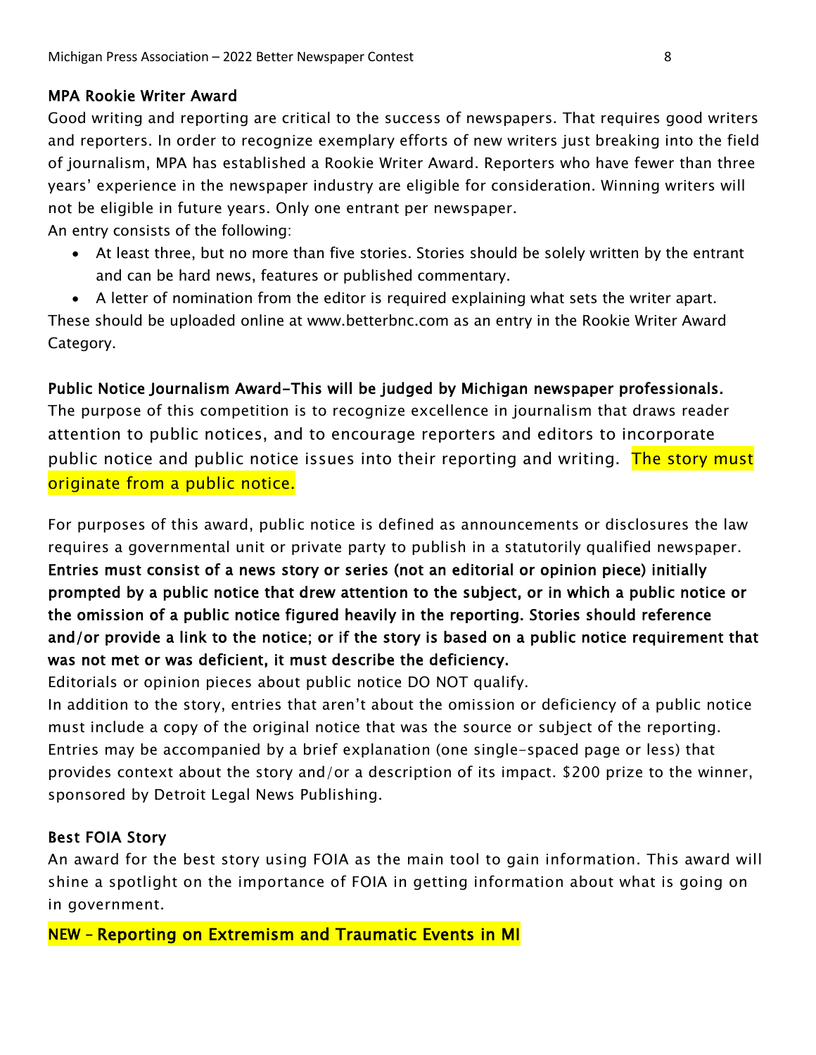### MPA Rookie Writer Award

Good writing and reporting are critical to the success of newspapers. That requires good writers and reporters. In order to recognize exemplary efforts of new writers just breaking into the field of journalism, MPA has established a Rookie Writer Award. Reporters who have fewer than three years' experience in the newspaper industry are eligible for consideration. Winning writers will not be eligible in future years. Only one entrant per newspaper.

An entry consists of the following:

- At least three, but no more than five stories. Stories should be solely written by the entrant and can be hard news, features or published commentary.
- A letter of nomination from the editor is required explaining what sets the writer apart.

These should be uploaded online at www.betterbnc.com as an entry in the Rookie Writer Award Category.

### Public Notice Journalism Award-This will be judged by Michigan newspaper professionals.

The purpose of this competition is to recognize excellence in journalism that draws reader attention to public notices, and to encourage reporters and editors to incorporate public notice and public notice issues into their reporting and writing. The story must originate from a public notice.

For purposes of this award, public notice is defined as announcements or disclosures the law requires a governmental unit or private party to publish in a statutorily qualified newspaper. **Entries must consist of a news story or series (not an editorial or opinion piece) initially prompted by a public notice that drew attention to the subject, or in which a public notice or the omission of a public notice figured heavily in the reporting. Stories should reference and/or provide a link to the notice; or if the story is based on a public notice requirement that was not met or was deficient, it must describe the deficiency.**

Editorials or opinion pieces about public notice DO NOT qualify.

In addition to the story, entries that aren't about the omission or deficiency of a public notice must include a copy of the original notice that was the source or subject of the reporting. Entries may be accompanied by a brief explanation (one single-spaced page or less) that provides context about the story and/or a description of its impact. $200 prize to the winner, sponsored by Detroit Legal News Publishing.

### Best FOIA Story

An award for the best story using FOIA as the main tool to gain information. This award will shine a spotlight on the importance of FOIA in getting information about what is going on in government.

### NEW – Reporting on Extremism and Traumatic Events in MI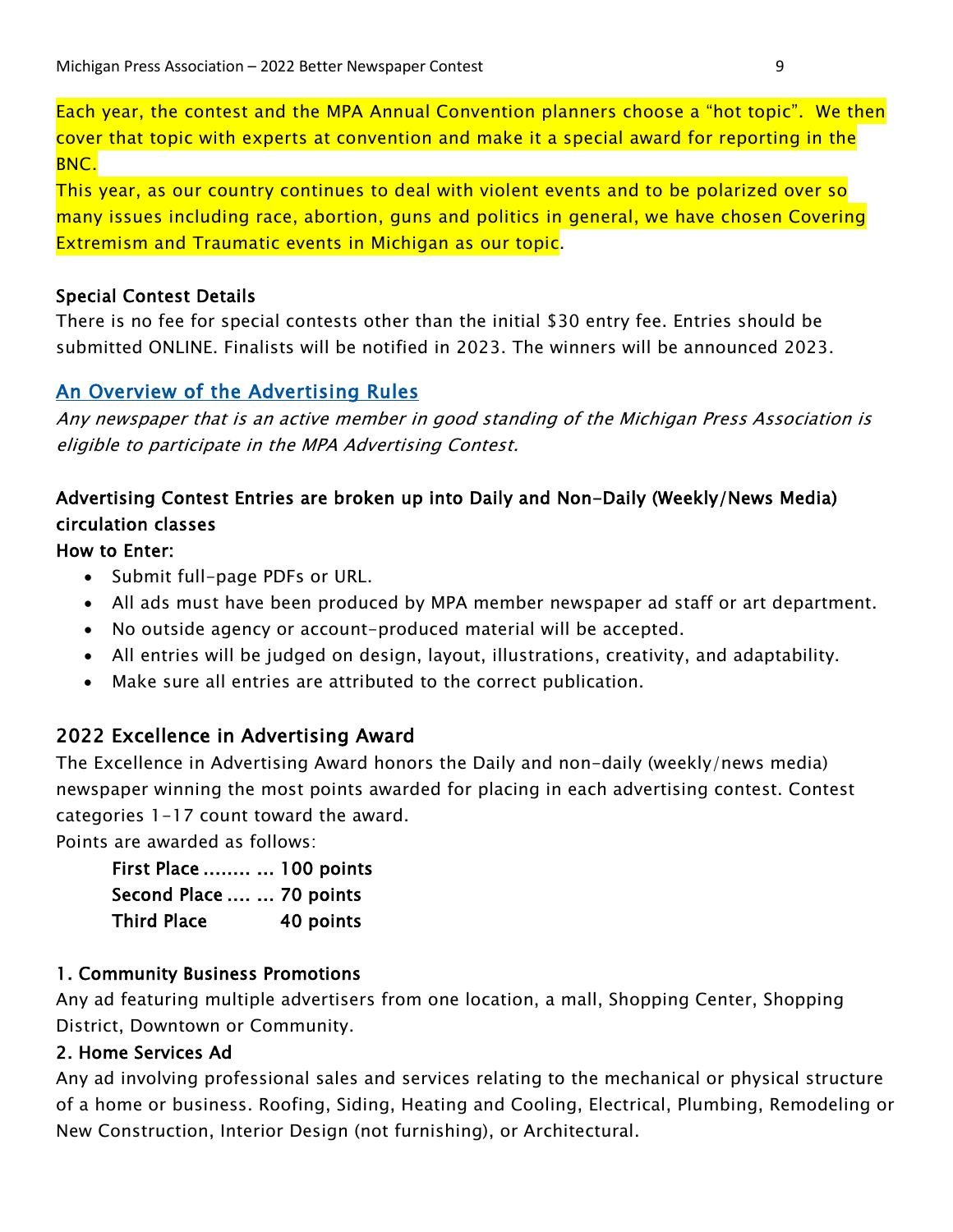Each year, the contest and the MPA Annual Convention planners choose a "hot topic". We then cover that topic with experts at convention and make it a special award for reporting in the BNC.

This year, as our country continues to deal with violent events and to be polarized over so many issues including race, abortion, guns and politics in general, we have chosen Covering Extremism and Traumatic events in Michigan as our topic.

### Special Contest Details

There is no fee for special contests other than the initial $30 entry fee. Entries should be submitted ONLINE. Finalists will be notified in 2023. The winners will be announced 2023.

## An Overview of the Advertising Rules

*Any newspaper that is an active member in good standing of the Michigan Press Association is eligible to participate in the MPA Advertising Contest.*

### Advertising Contest Entries are broken up into Daily and Non-Daily (Weekly/News Media) circulation classes

**How to Enter:**

- Submit full-page PDFs or URL.
- All ads must have been produced by MPA member newspaper ad staff or art department.
- No outside agency or account-produced material will be accepted.
- All entries will be judged on design, layout, illustrations, creativity, and adaptability.
- Make sure all entries are attributed to the correct publication.

## 2022 Excellence in Advertising Award

The Excellence in Advertising Award honors the Daily and non-daily (weekly/news media) newspaper winning the most points awarded for placing in each advertising contest. Contest categories 1-17 count toward the award.

Points are awarded as follows:

**First Place ........ ... 100 points**
**Second Place .... ... 70 points**
**Third Place 40 points**

### 1. Community Business Promotions

Any ad featuring multiple advertisers from one location, a mall, Shopping Center, Shopping District, Downtown or Community.

### 2. Home Services Ad

Any ad involving professional sales and services relating to the mechanical or physical structure of a home or business. Roofing, Siding, Heating and Cooling, Electrical, Plumbing, Remodeling or New Construction, Interior Design (not furnishing), or Architectural.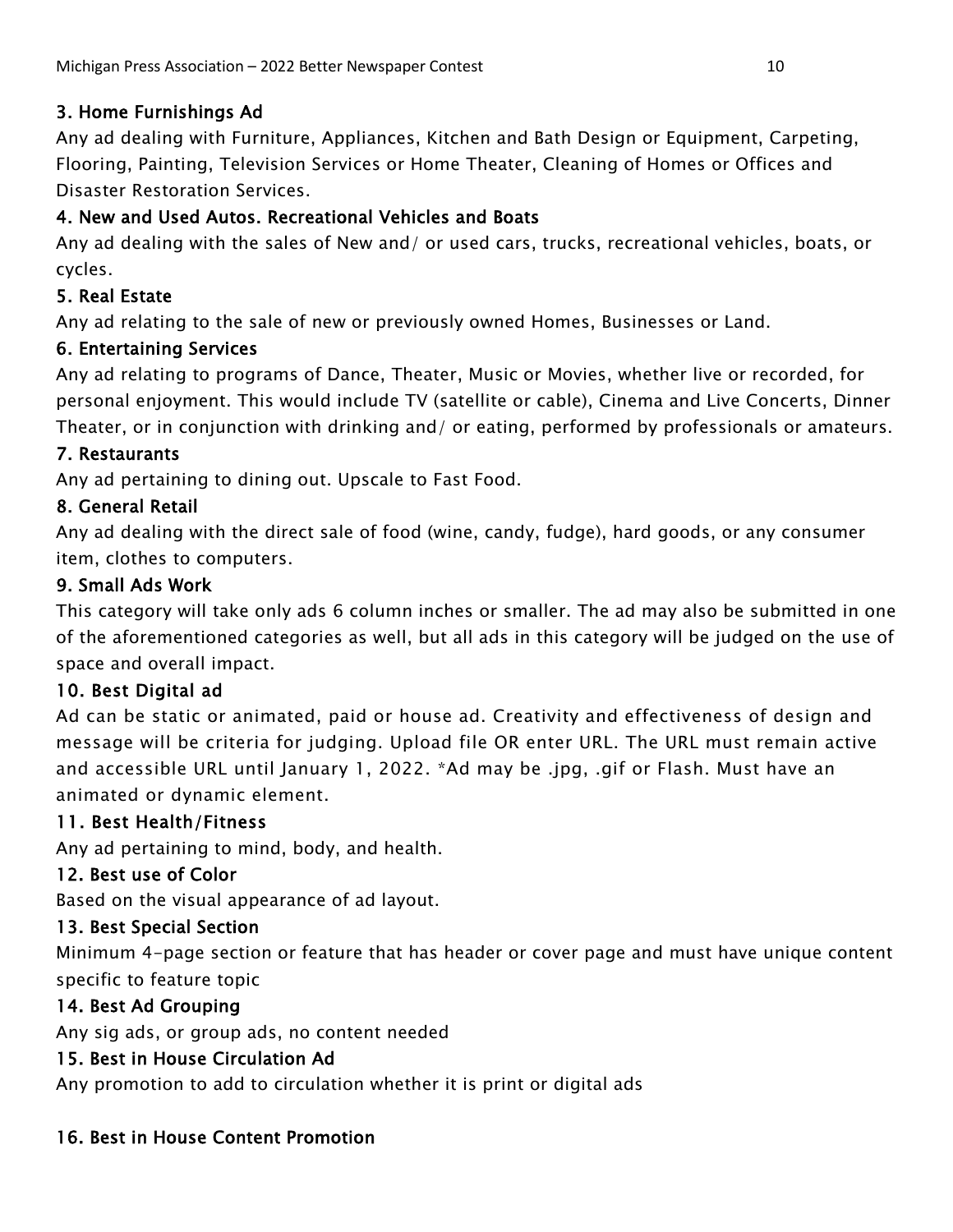### 3. Home Furnishings Ad

Any ad dealing with Furniture, Appliances, Kitchen and Bath Design or Equipment, Carpeting, Flooring, Painting, Television Services or Home Theater, Cleaning of Homes or Offices and Disaster Restoration Services.

### 4. New and Used Autos. Recreational Vehicles and Boats

Any ad dealing with the sales of New and/ or used cars, trucks, recreational vehicles, boats, or cycles.

### 5. Real Estate

Any ad relating to the sale of new or previously owned Homes, Businesses or Land.

### 6. Entertaining Services

Any ad relating to programs of Dance, Theater, Music or Movies, whether live or recorded, for personal enjoyment. This would include TV (satellite or cable), Cinema and Live Concerts, Dinner Theater, or in conjunction with drinking and/ or eating, performed by professionals or amateurs.

### 7. Restaurants

Any ad pertaining to dining out. Upscale to Fast Food.

### 8. General Retail

Any ad dealing with the direct sale of food (wine, candy, fudge), hard goods, or any consumer item, clothes to computers.

### 9. Small Ads Work

This category will take only ads 6 column inches or smaller. The ad may also be submitted in one of the aforementioned categories as well, but all ads in this category will be judged on the use of space and overall impact.

### 10. Best Digital ad

Ad can be static or animated, paid or house ad. Creativity and effectiveness of design and message will be criteria for judging. Upload file OR enter URL. The URL must remain active and accessible URL until January 1, 2022. *Ad may be .jpg, .gif or Flash. Must have an animated or dynamic element.

### 11. Best Health/Fitness

Any ad pertaining to mind, body, and health.

### 12. Best use of Color

Based on the visual appearance of ad layout.

### 13. Best Special Section

Minimum 4-page section or feature that has header or cover page and must have unique content specific to feature topic

### 14. Best Ad Grouping

Any sig ads, or group ads, no content needed

### 15. Best in House Circulation Ad

Any promotion to add to circulation whether it is print or digital ads

### 16. Best in House Content Promotion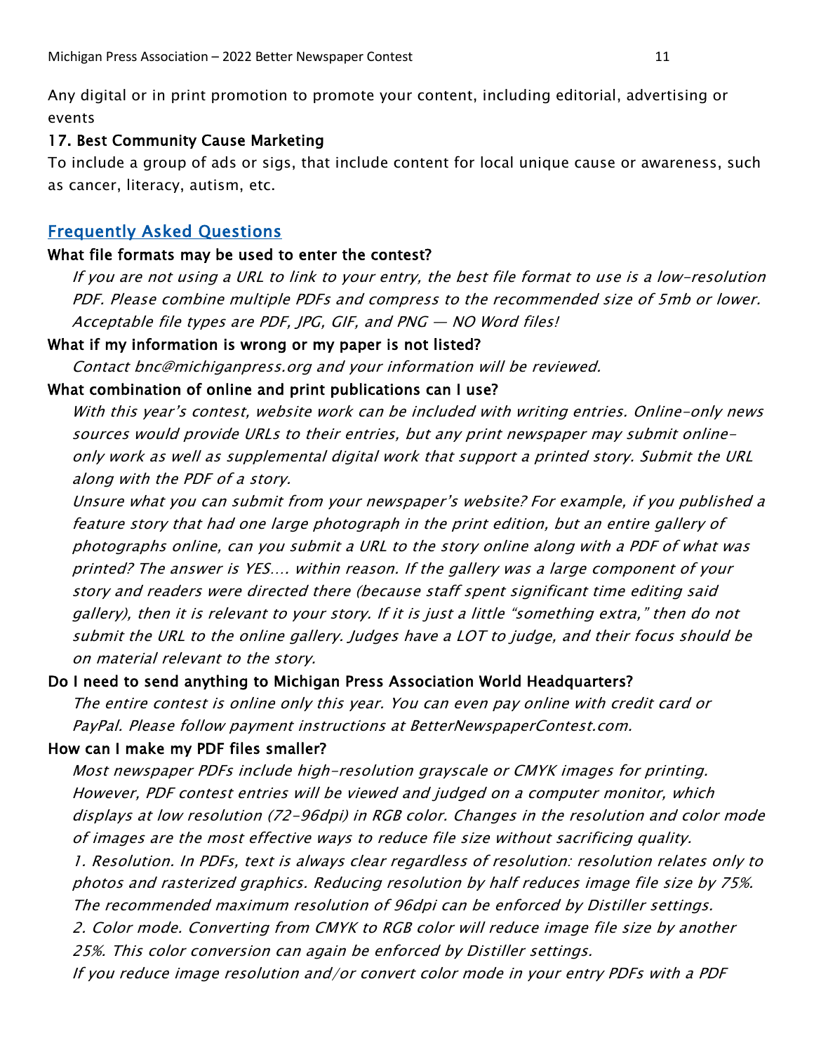Any digital or in print promotion to promote your content, including editorial, advertising or events

**17. Best Community Cause Marketing**

To include a group of ads or sigs, that include content for local unique cause or awareness, such as cancer, literacy, autism, etc.

## Frequently Asked Questions

**What file formats may be used to enter the contest?**

*If you are not using a URL to link to your entry, the best file format to use is a low-resolution PDF. Please combine multiple PDFs and compress to the recommended size of 5mb or lower. Acceptable file types are PDF, JPG, GIF, and PNG — NO Word files!*

**What if my information is wrong or my paper is not listed?**

*Contact bnc@michiganpress.org and your information will be reviewed.*

**What combination of online and print publications can I use?**

*With this year's contest, website work can be included with writing entries. Online-only news sources would provide URLs to their entries, but any print newspaper may submit online-only work as well as supplemental digital work that support a printed story. Submit the URL along with the PDF of a story.*

*Unsure what you can submit from your newspaper's website? For example, if you published a feature story that had one large photograph in the print edition, but an entire gallery of photographs online, can you submit a URL to the story online along with a PDF of what was printed? The answer is YES…. within reason. If the gallery was a large component of your story and readers were directed there (because staff spent significant time editing said gallery), then it is relevant to your story. If it is just a little "something extra," then do not submit the URL to the online gallery. Judges have a LOT to judge, and their focus should be on material relevant to the story.*

**Do I need to send anything to Michigan Press Association World Headquarters?**

*The entire contest is online only this year. You can even pay online with credit card or PayPal. Please follow payment instructions at BetterNewspaperContest.com.*

**How can I make my PDF files smaller?**

*Most newspaper PDFs include high-resolution grayscale or CMYK images for printing. However, PDF contest entries will be viewed and judged on a computer monitor, which displays at low resolution (72-96dpi) in RGB color. Changes in the resolution and color mode of images are the most effective ways to reduce file size without sacrificing quality.*

*1. Resolution. In PDFs, text is always clear regardless of resolution: resolution relates only to photos and rasterized graphics. Reducing resolution by half reduces image file size by 75%. The recommended maximum resolution of 96dpi can be enforced by Distiller settings.*

*2. Color mode. Converting from CMYK to RGB color will reduce image file size by another 25%. This color conversion can again be enforced by Distiller settings.*

*If you reduce image resolution and/or convert color mode in your entry PDFs with a PDF*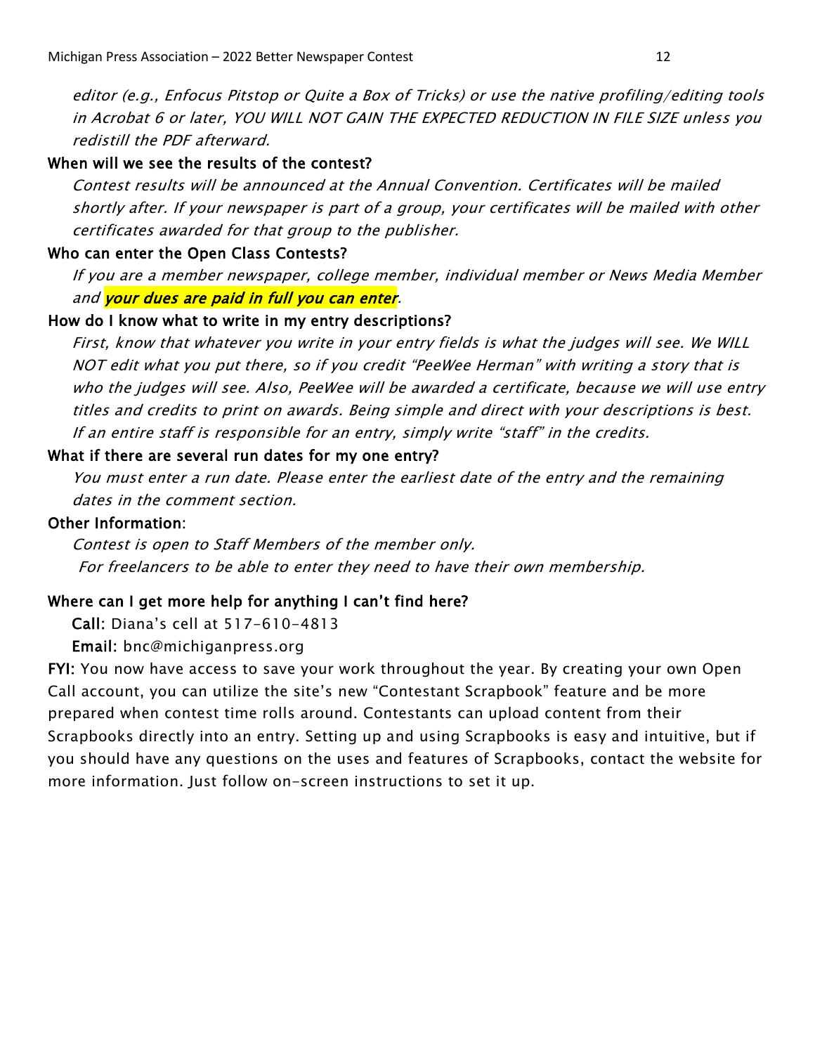*editor (e.g., Enfocus Pitstop or Quite a Box of Tricks) or use the native profiling/editing tools in Acrobat 6 or later, YOU WILL NOT GAIN THE EXPECTED REDUCTION IN FILE SIZE unless you redistill the PDF afterward.*

**When will we see the results of the contest?**

*Contest results will be announced at the Annual Convention. Certificates will be mailed shortly after. If your newspaper is part of a group, your certificates will be mailed with other certificates awarded for that group to the publisher.*

**Who can enter the Open Class Contests?**

*If you are a member newspaper, college member, individual member or News Media Member and **your dues are paid in full you can enter**.*

**How do I know what to write in my entry descriptions?**

*First, know that whatever you write in your entry fields is what the judges will see. We WILL NOT edit what you put there, so if you credit "PeeWee Herman" with writing a story that is who the judges will see. Also, PeeWee will be awarded a certificate, because we will use entry titles and credits to print on awards. Being simple and direct with your descriptions is best. If an entire staff is responsible for an entry, simply write "staff" in the credits.*

**What if there are several run dates for my one entry?**

*You must enter a run date. Please enter the earliest date of the entry and the remaining dates in the comment section.*

**Other Information**:

*Contest is open to Staff Members of the member only.*

*For freelancers to be able to enter they need to have their own membership.*

**Where can I get more help for anything I can't find here?**

**Call**: Diana's cell at 517-610-4813

**Email**: bnc@michiganpress.org

**FYI**: You now have access to save your work throughout the year. By creating your own Open Call account, you can utilize the site's new "Contestant Scrapbook" feature and be more prepared when contest time rolls around. Contestants can upload content from their Scrapbooks directly into an entry. Setting up and using Scrapbooks is easy and intuitive, but if you should have any questions on the uses and features of Scrapbooks, contact the website for more information. Just follow on-screen instructions to set it up.